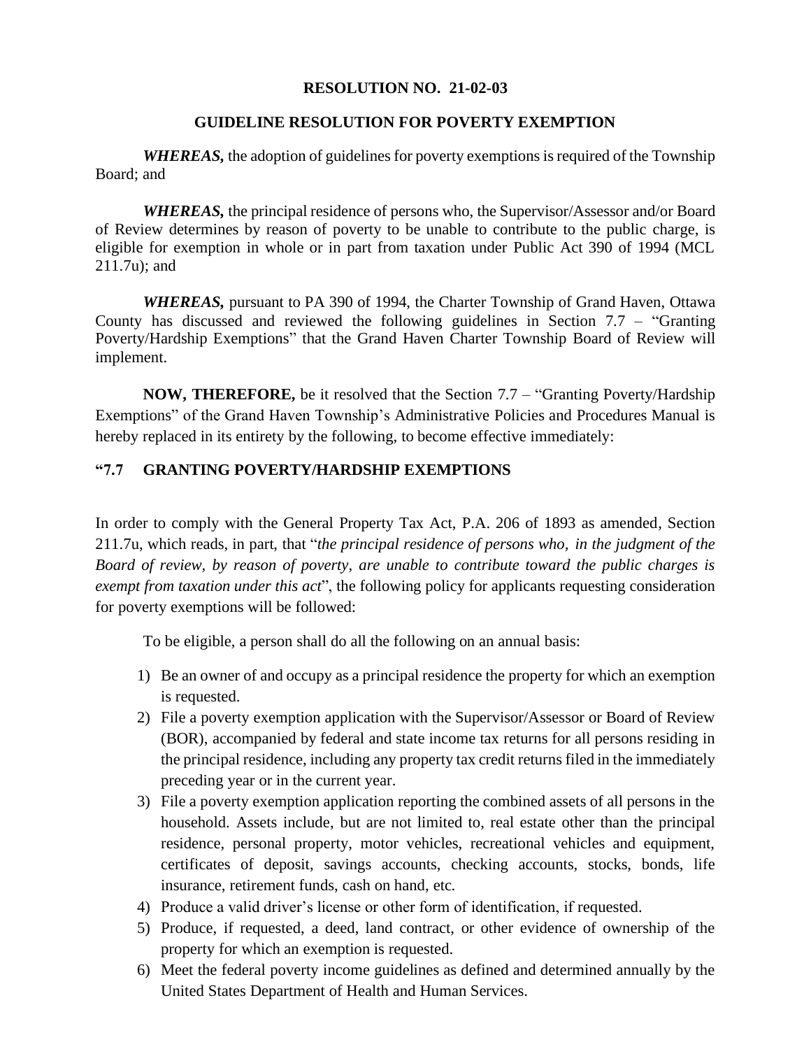**RESOLUTION NO. 21-02-03**

**GUIDELINE RESOLUTION FOR POVERTY EXEMPTION**

***WHEREAS,*** the adoption of guidelines for poverty exemptions is required of the Township Board; and

***WHEREAS,*** the principal residence of persons who, the Supervisor/Assessor and/or Board of Review determines by reason of poverty to be unable to contribute to the public charge, is eligible for exemption in whole or in part from taxation under Public Act 390 of 1994 (MCL 211.7u); and

***WHEREAS,*** pursuant to PA 390 of 1994, the Charter Township of Grand Haven, Ottawa County has discussed and reviewed the following guidelines in Section 7.7 – "Granting Poverty/Hardship Exemptions" that the Grand Haven Charter Township Board of Review will implement.

**NOW, THEREFORE,** be it resolved that the Section 7.7 – "Granting Poverty/Hardship Exemptions" of the Grand Haven Township's Administrative Policies and Procedures Manual is hereby replaced in its entirety by the following, to become effective immediately:

**"7.7 GRANTING POVERTY/HARDSHIP EXEMPTIONS**

In order to comply with the General Property Tax Act, P.A. 206 of 1893 as amended, Section 211.7u, which reads, in part, that "*the principal residence of persons who, in the judgment of the Board of review, by reason of poverty, are unable to contribute toward the public charges is exempt from taxation under this act*", the following policy for applicants requesting consideration for poverty exemptions will be followed:

To be eligible, a person shall do all the following on an annual basis:

1) Be an owner of and occupy as a principal residence the property for which an exemption is requested.
2) File a poverty exemption application with the Supervisor/Assessor or Board of Review (BOR), accompanied by federal and state income tax returns for all persons residing in the principal residence, including any property tax credit returns filed in the immediately preceding year or in the current year.
3) File a poverty exemption application reporting the combined assets of all persons in the household. Assets include, but are not limited to, real estate other than the principal residence, personal property, motor vehicles, recreational vehicles and equipment, certificates of deposit, savings accounts, checking accounts, stocks, bonds, life insurance, retirement funds, cash on hand, etc.
4) Produce a valid driver's license or other form of identification, if requested.
5) Produce, if requested, a deed, land contract, or other evidence of ownership of the property for which an exemption is requested.
6) Meet the federal poverty income guidelines as defined and determined annually by the United States Department of Health and Human Services.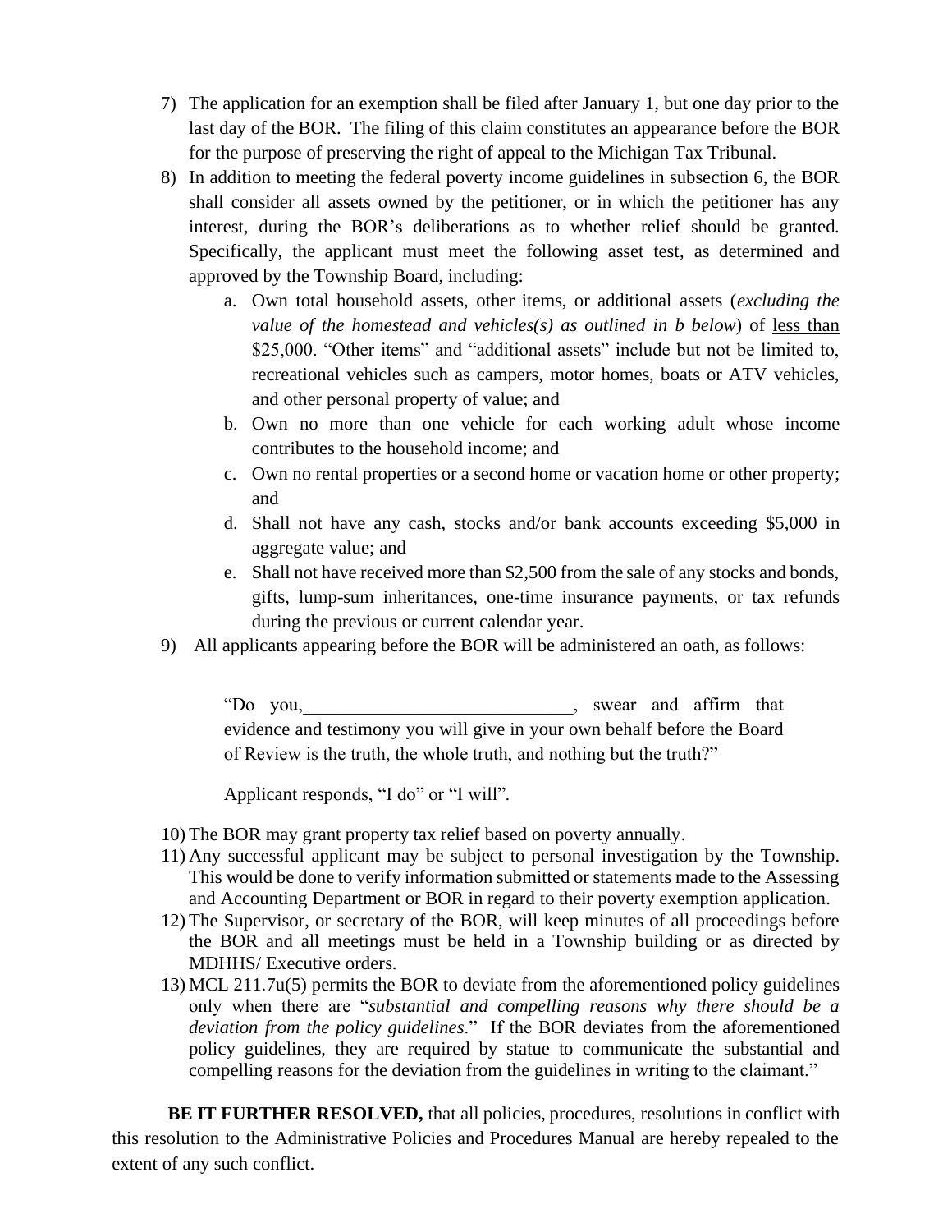7) The application for an exemption shall be filed after January 1, but one day prior to the last day of the BOR. The filing of this claim constitutes an appearance before the BOR for the purpose of preserving the right of appeal to the Michigan Tax Tribunal.
8) In addition to meeting the federal poverty income guidelines in subsection 6, the BOR shall consider all assets owned by the petitioner, or in which the petitioner has any interest, during the BOR's deliberations as to whether relief should be granted. Specifically, the applicant must meet the following asset test, as determined and approved by the Township Board, including:
   a. Own total household assets, other items, or additional assets (*excluding the value of the homestead and vehicles(s) as outlined in b below*) of <u>less than</u> \$25,000. "Other items" and "additional assets" include but not be limited to, recreational vehicles such as campers, motor homes, boats or ATV vehicles, and other personal property of value; and
   b. Own no more than one vehicle for each working adult whose income contributes to the household income; and
   c. Own no rental properties or a second home or vacation home or other property; and
   d. Shall not have any cash, stocks and/or bank accounts exceeding \$5,000 in aggregate value; and
   e. Shall not have received more than \$2,500 from the sale of any stocks and bonds, gifts, lump-sum inheritances, one-time insurance payments, or tax refunds during the previous or current calendar year.
9) All applicants appearing before the BOR will be administered an oath, as follows:

   "Do you,_____________________________, swear and affirm that evidence and testimony you will give in your own behalf before the Board of Review is the truth, the whole truth, and nothing but the truth?"

   Applicant responds, "I do" or "I will".

10) The BOR may grant property tax relief based on poverty annually.
11) Any successful applicant may be subject to personal investigation by the Township. This would be done to verify information submitted or statements made to the Assessing and Accounting Department or BOR in regard to their poverty exemption application.
12) The Supervisor, or secretary of the BOR, will keep minutes of all proceedings before the BOR and all meetings must be held in a Township building or as directed by MDHHS/ Executive orders.
13) MCL 211.7u(5) permits the BOR to deviate from the aforementioned policy guidelines only when there are "*substantial and compelling reasons why there should be a deviation from the policy guidelines*." If the BOR deviates from the aforementioned policy guidelines, they are required by statue to communicate the substantial and compelling reasons for the deviation from the guidelines in writing to the claimant."

**BE IT FURTHER RESOLVED,** that all policies, procedures, resolutions in conflict with this resolution to the Administrative Policies and Procedures Manual are hereby repealed to the extent of any such conflict.